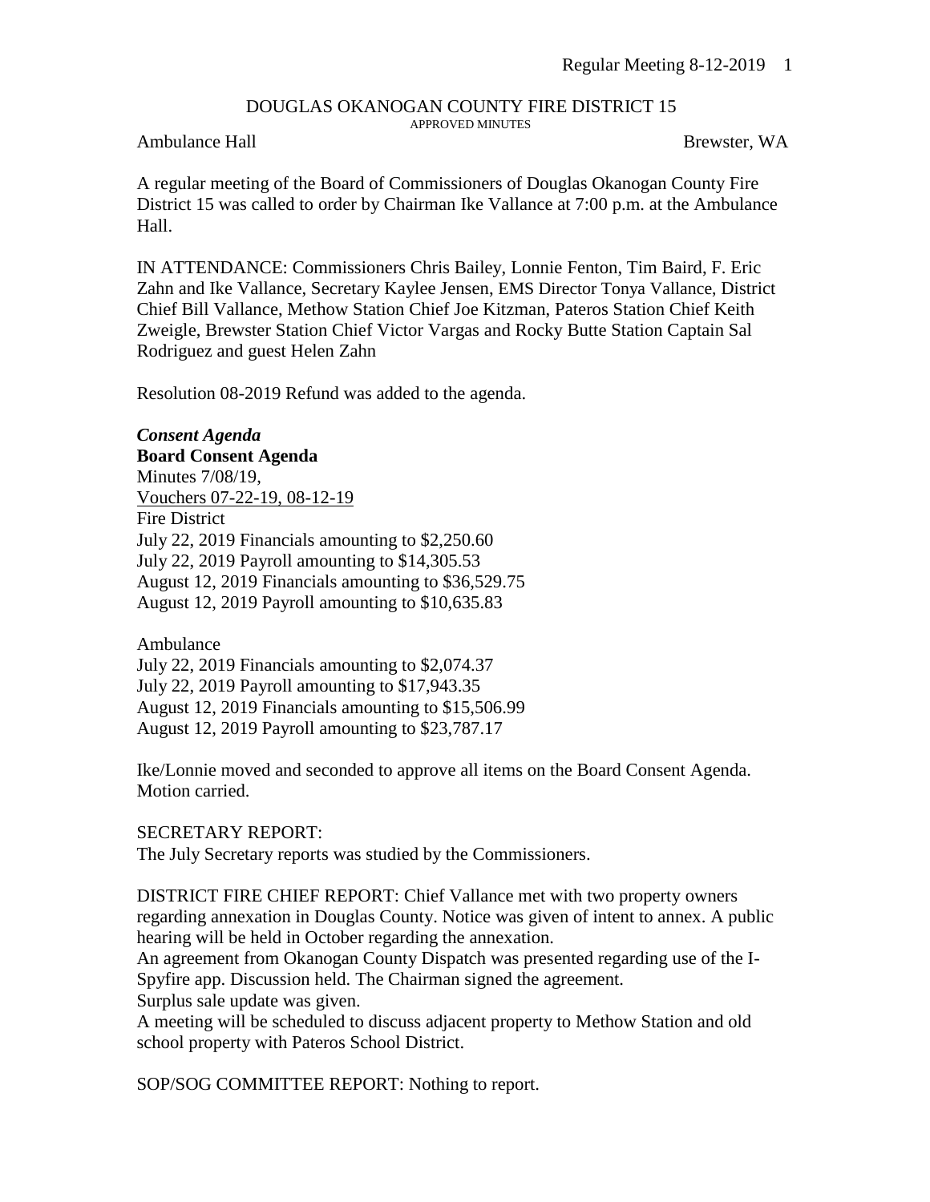# DOUGLAS OKANOGAN COUNTY FIRE DISTRICT 15

APPROVED MINUTES

Ambulance Hall Brewster, WA

A regular meeting of the Board of Commissioners of Douglas Okanogan County Fire District 15 was called to order by Chairman Ike Vallance at 7:00 p.m. at the Ambulance Hall.

IN ATTENDANCE: Commissioners Chris Bailey, Lonnie Fenton, Tim Baird, F. Eric Zahn and Ike Vallance, Secretary Kaylee Jensen, EMS Director Tonya Vallance, District Chief Bill Vallance, Methow Station Chief Joe Kitzman, Pateros Station Chief Keith Zweigle, Brewster Station Chief Victor Vargas and Rocky Butte Station Captain Sal Rodriguez and guest Helen Zahn

Resolution 08-2019 Refund was added to the agenda.

***Consent Agenda***

**Board Consent Agenda**

Minutes 7/08/19,

Vouchers 07-22-19, 08-12-19

Fire District

July 22, 2019 Financials amounting to $2,250.60

July 22, 2019 Payroll amounting to $14,305.53

August 12, 2019 Financials amounting to $36,529.75

August 12, 2019 Payroll amounting to $10,635.83

Ambulance

July 22, 2019 Financials amounting to $2,074.37

July 22, 2019 Payroll amounting to $17,943.35

August 12, 2019 Financials amounting to $15,506.99

August 12, 2019 Payroll amounting to $23,787.17

Ike/Lonnie moved and seconded to approve all items on the Board Consent Agenda. Motion carried.

SECRETARY REPORT:

The July Secretary reports was studied by the Commissioners.

DISTRICT FIRE CHIEF REPORT: Chief Vallance met with two property owners regarding annexation in Douglas County. Notice was given of intent to annex. A public hearing will be held in October regarding the annexation.

An agreement from Okanogan County Dispatch was presented regarding use of the I-Spyfire app. Discussion held. The Chairman signed the agreement.

Surplus sale update was given.

A meeting will be scheduled to discuss adjacent property to Methow Station and old school property with Pateros School District.

SOP/SOG COMMITTEE REPORT: Nothing to report.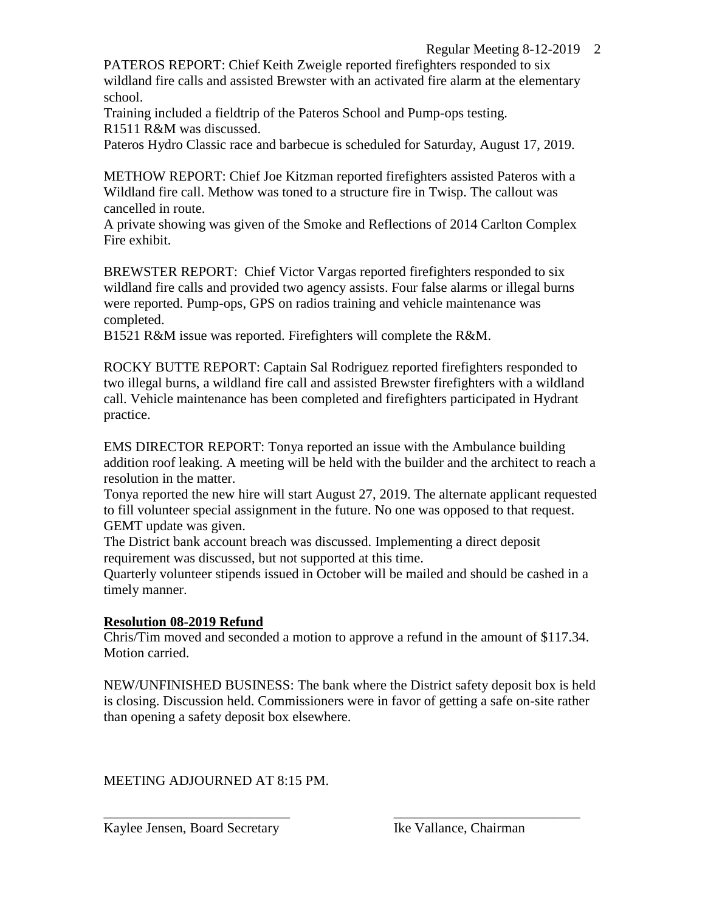PATEROS REPORT: Chief Keith Zweigle reported firefighters responded to six wildland fire calls and assisted Brewster with an activated fire alarm at the elementary school.

Training included a fieldtrip of the Pateros School and Pump-ops testing.

R1511 R&M was discussed.

Pateros Hydro Classic race and barbecue is scheduled for Saturday, August 17, 2019.

METHOW REPORT: Chief Joe Kitzman reported firefighters assisted Pateros with a Wildland fire call. Methow was toned to a structure fire in Twisp. The callout was cancelled in route.

A private showing was given of the Smoke and Reflections of 2014 Carlton Complex Fire exhibit.

BREWSTER REPORT: Chief Victor Vargas reported firefighters responded to six wildland fire calls and provided two agency assists. Four false alarms or illegal burns were reported. Pump-ops, GPS on radios training and vehicle maintenance was completed.

B1521 R&M issue was reported. Firefighters will complete the R&M.

ROCKY BUTTE REPORT: Captain Sal Rodriguez reported firefighters responded to two illegal burns, a wildland fire call and assisted Brewster firefighters with a wildland call. Vehicle maintenance has been completed and firefighters participated in Hydrant practice.

EMS DIRECTOR REPORT: Tonya reported an issue with the Ambulance building addition roof leaking. A meeting will be held with the builder and the architect to reach a resolution in the matter.

Tonya reported the new hire will start August 27, 2019. The alternate applicant requested to fill volunteer special assignment in the future. No one was opposed to that request.

GEMT update was given.

The District bank account breach was discussed. Implementing a direct deposit requirement was discussed, but not supported at this time.

Quarterly volunteer stipends issued in October will be mailed and should be cashed in a timely manner.

**Resolution 08-2019 Refund**

Chris/Tim moved and seconded a motion to approve a refund in the amount of $117.34. Motion carried.

NEW/UNFINISHED BUSINESS: The bank where the District safety deposit box is held is closing. Discussion held. Commissioners were in favor of getting a safe on-site rather than opening a safety deposit box elsewhere.

MEETING ADJOURNED AT 8:15 PM.

___________________________ ___________________________

Kaylee Jensen, Board Secretary Ike Vallance, Chairman